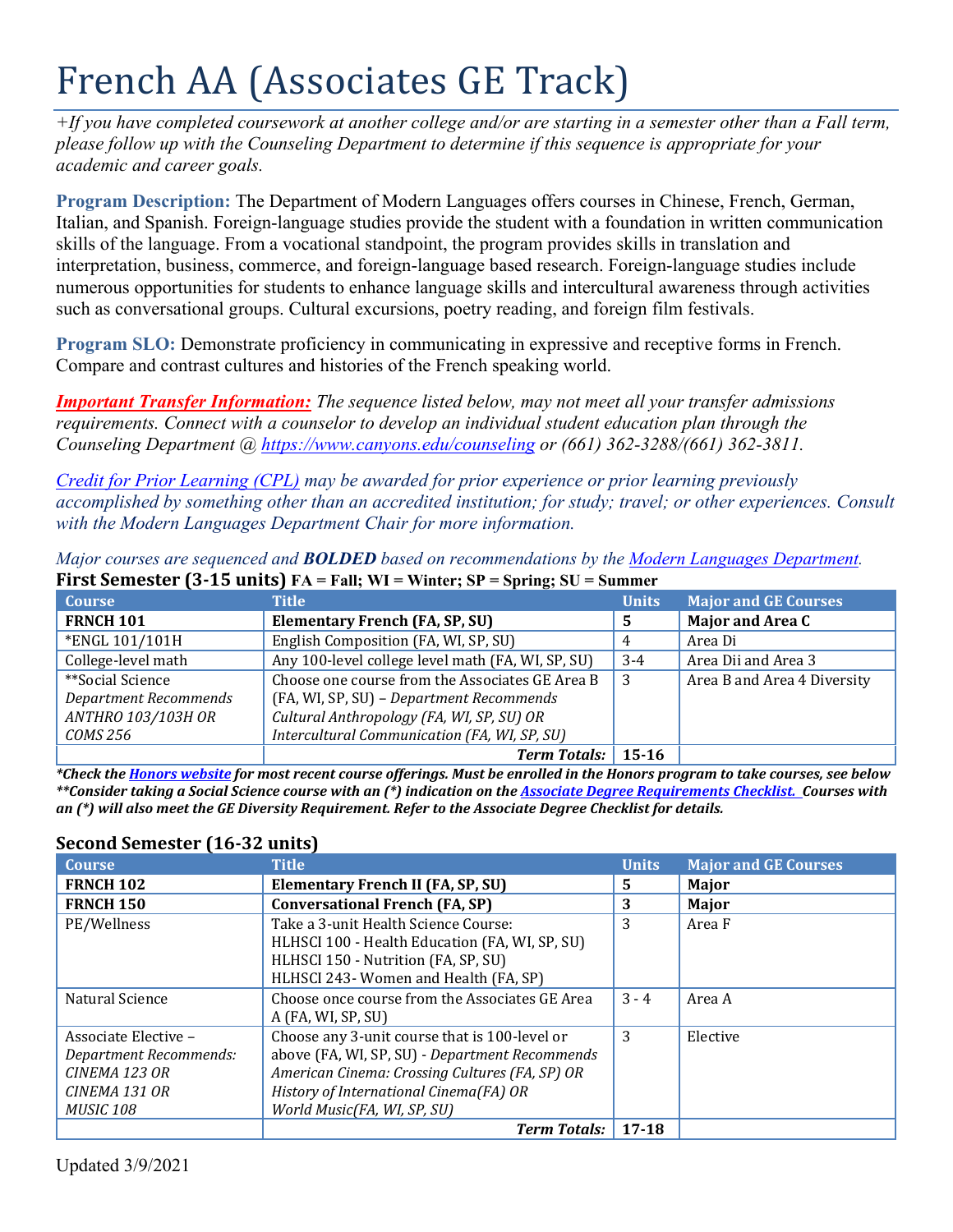# French AA (Associates GE Track)

*+If you have completed coursework at another college and/or are starting in a semester other than a Fall term, please follow up with the Counseling Department to determine if this sequence is appropriate for your academic and career goals.*

**Program Description:** The Department of Modern Languages offers courses in Chinese, French, German, Italian, and Spanish. Foreign-language studies provide the student with a foundation in written communication skills of the language. From a vocational standpoint, the program provides skills in translation and interpretation, business, commerce, and foreign-language based research. Foreign-language studies include numerous opportunities for students to enhance language skills and intercultural awareness through activities such as conversational groups. Cultural excursions, poetry reading, and foreign film festivals.

**Program SLO:** Demonstrate proficiency in communicating in expressive and receptive forms in French. Compare and contrast cultures and histories of the French speaking world.

***Important Transfer Information:*** *The sequence listed below, may not meet all your transfer admissions requirements. Connect with a counselor to develop an individual student education plan through the Counseling Department @ https://www.canyons.edu/counseling or (661) 362-3288/(661) 362-3811.*

*Credit for Prior Learning (CPL) may be awarded for prior experience or prior learning previously accomplished by something other than an accredited institution; for study; travel; or other experiences. Consult with the Modern Languages Department Chair for more information.*

*Major courses are sequenced and **BOLDED** based on recommendations by the Modern Languages Department.*

## First Semester (3-15 units) FA = Fall; WI = Winter; SP = Spring; SU = Summer

| Course | Title | Units | Major and GE Courses |
|---|---|---|---|
| **FRNCH 101** | **Elementary French (FA, SP, SU)** | **5** | **Major and Area C** |
| *ENGL 101/101H | English Composition (FA, WI, SP, SU) | 4 | Area Di |
| College-level math | Any 100-level college level math (FA, WI, SP, SU) | 3-4 | Area Dii and Area 3 |
| **Social Science *Department Recommends ANTHRO 103/103H OR COMS 256* | Choose one course from the Associates GE Area B (FA, WI, SP, SU) – *Department Recommends Cultural Anthropology (FA, WI, SP, SU) OR Intercultural Communication (FA, WI, SP, SU)* | 3 | Area B and Area 4 Diversity |
| | ***Term Totals:*** | **15-16** | |

***Check the Honors website for most recent course offerings. Must be enrolled in the Honors program to take courses, see below***
***\*\*Consider taking a Social Science course with an (\*) indication on the Associate Degree Requirements Checklist. Courses with an (\*) will also meet the GE Diversity Requirement. Refer to the Associate Degree Checklist for details.***

## Second Semester (16-32 units)

| Course | Title | Units | Major and GE Courses |
|---|---|---|---|
| **FRNCH 102** | **Elementary French II (FA, SP, SU)** | **5** | **Major** |
| **FRNCH 150** | **Conversational French (FA, SP)** | **3** | **Major** |
| PE/Wellness | Take a 3-unit Health Science Course: HLHSCI 100 - Health Education (FA, WI, SP, SU) HLHSCI 150 - Nutrition (FA, SP, SU) HLHSCI 243- Women and Health (FA, SP) | 3 | Area F |
| Natural Science | Choose once course from the Associates GE Area A (FA, WI, SP, SU) | 3 - 4 | Area A |
| Associate Elective – *Department Recommends: CINEMA 123 OR CINEMA 131 OR MUSIC 108* | Choose any 3-unit course that is 100-level or above (FA, WI, SP, SU) - *Department Recommends American Cinema: Crossing Cultures (FA, SP) OR History of International Cinema(FA) OR World Music(FA, WI, SP, SU)* | 3 | Elective |
| | ***Term Totals:*** | **17-18** | |

Updated 3/9/2021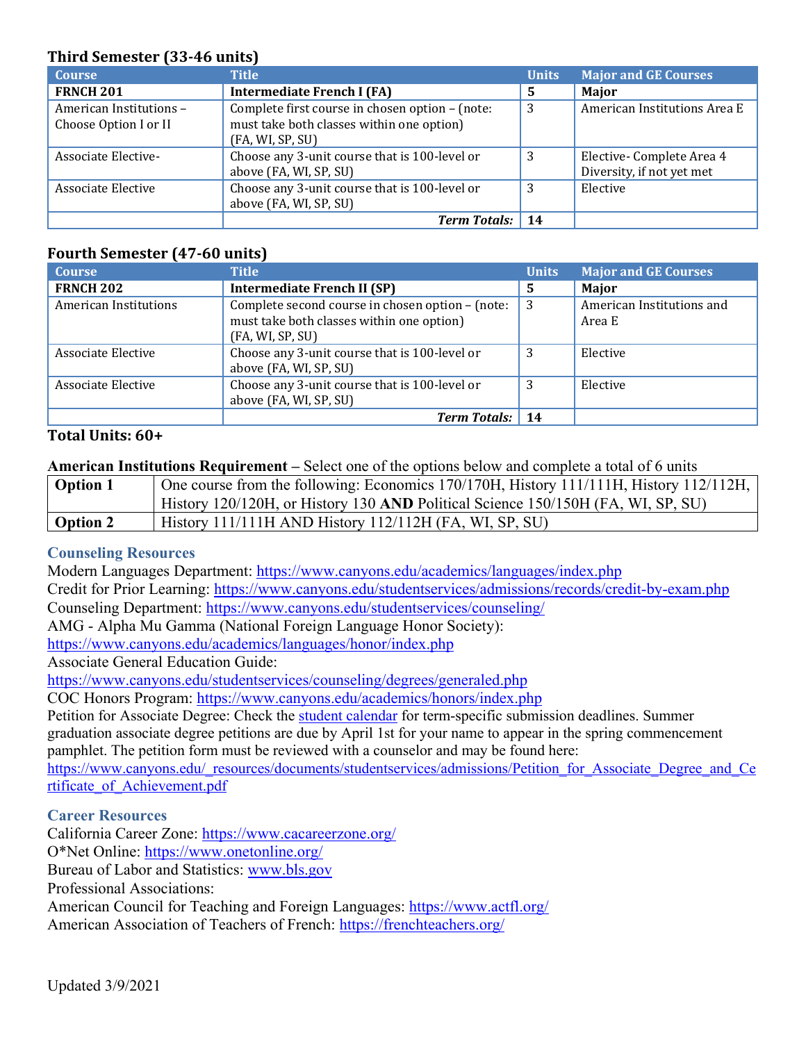### Third Semester (33-46 units)

| Course | Title | Units | Major and GE Courses |
|---|---|---|---|
| **FRNCH 201** | **Intermediate French I (FA)** | **5** | **Major** |
| American Institutions – Choose Option I or II | Complete first course in chosen option – (note: must take both classes within one option) (FA, WI, SP, SU) | 3 | American Institutions Area E |
| Associate Elective- | Choose any 3-unit course that is 100-level or above (FA, WI, SP, SU) | 3 | Elective- Complete Area 4 Diversity, if not yet met |
| Associate Elective | Choose any 3-unit course that is 100-level or above (FA, WI, SP, SU) | 3 | Elective |
| | ***Term Totals:*** | **14** | |

### Fourth Semester (47-60 units)

| Course | Title | Units | Major and GE Courses |
|---|---|---|---|
| **FRNCH 202** | **Intermediate French II (SP)** | **5** | **Major** |
| American Institutions | Complete second course in chosen option – (note: must take both classes within one option) (FA, WI, SP, SU) | 3 | American Institutions and Area E |
| Associate Elective | Choose any 3-unit course that is 100-level or above (FA, WI, SP, SU) | 3 | Elective |
| Associate Elective | Choose any 3-unit course that is 100-level or above (FA, WI, SP, SU) | 3 | Elective |
| | ***Term Totals:*** | **14** | |

**Total Units: 60+**

**American Institutions Requirement** – Select one of the options below and complete a total of 6 units

| | |
|---|---|
| **Option 1** | One course from the following: Economics 170/170H, History 111/111H, History 112/112H, History 120/120H, or History 130 **AND** Political Science 150/150H (FA, WI, SP, SU) |
| **Option 2** | History 111/111H AND History 112/112H (FA, WI, SP, SU) |

### Counseling Resources

Modern Languages Department: https://www.canyons.edu/academics/languages/index.php
Credit for Prior Learning: https://www.canyons.edu/studentservices/admissions/records/credit-by-exam.php
Counseling Department: https://www.canyons.edu/studentservices/counseling/
AMG - Alpha Mu Gamma (National Foreign Language Honor Society): https://www.canyons.edu/academics/languages/honor/index.php
Associate General Education Guide: https://www.canyons.edu/studentservices/counseling/degrees/generaled.php
COC Honors Program: https://www.canyons.edu/academics/honors/index.php
Petition for Associate Degree: Check the student calendar for term-specific submission deadlines. Summer graduation associate degree petitions are due by April 1st for your name to appear in the spring commencement pamphlet. The petition form must be reviewed with a counselor and may be found here: https://www.canyons.edu/_resources/documents/studentservices/admissions/Petition_for_Associate_Degree_and_Certificate_of_Achievement.pdf

### Career Resources

California Career Zone: https://www.cacareerzone.org/
O*Net Online: https://www.onetonline.org/
Bureau of Labor and Statistics: www.bls.gov
Professional Associations:
American Council for Teaching and Foreign Languages: https://www.actfl.org/
American Association of Teachers of French: https://frenchteachers.org/

Updated 3/9/2021